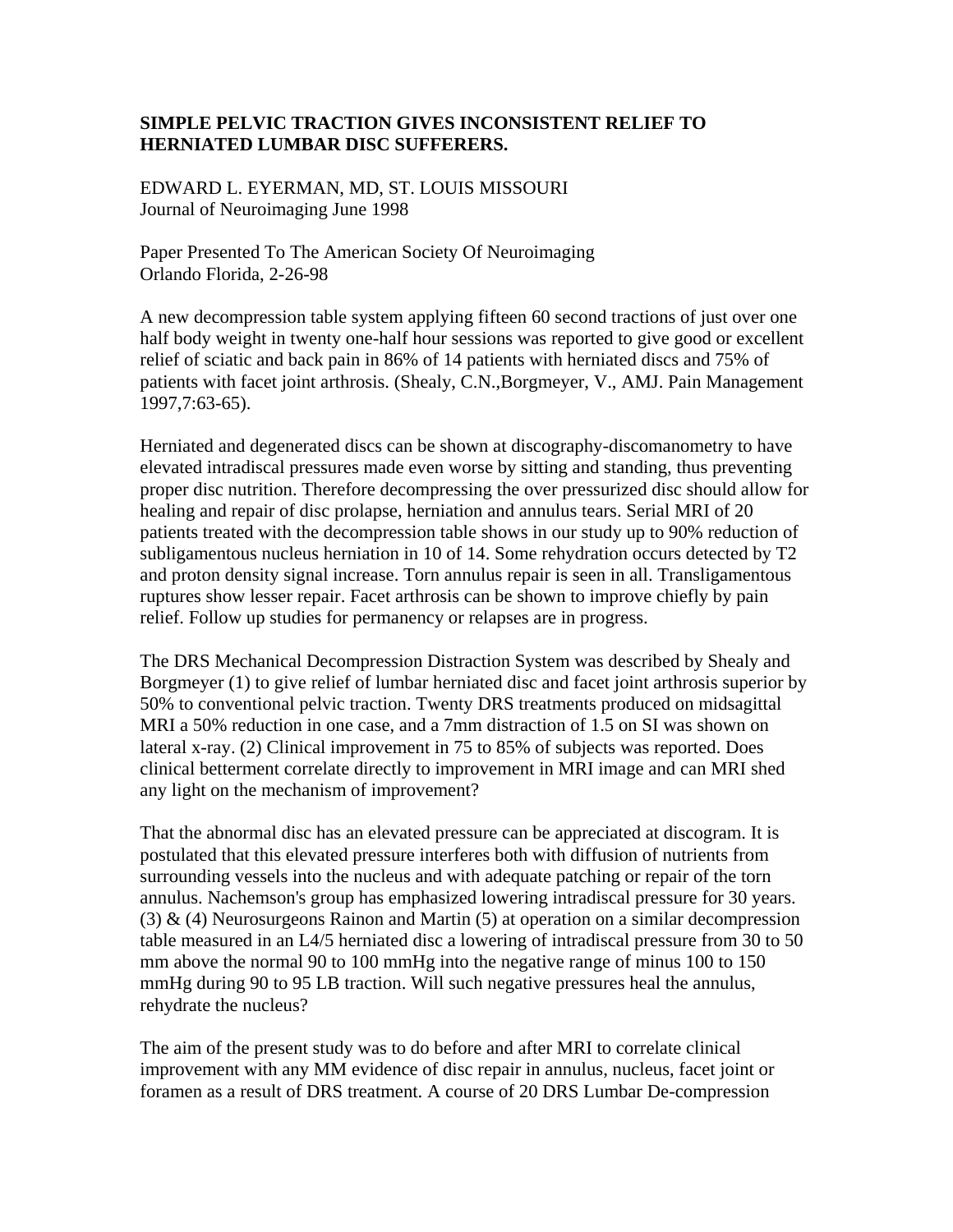# SIMPLE PELVIC TRACTION GIVES INCONSISTENT RELIEF TO HERNIATED LUMBAR DISC SUFFERERS.

EDWARD L. EYERMAN, MD, ST. LOUIS MISSOURI
Journal of Neuroimaging June 1998

Paper Presented To The American Society Of Neuroimaging
Orlando Florida, 2-26-98

A new decompression table system applying fifteen 60 second tractions of just over one half body weight in twenty one-half hour sessions was reported to give good or excellent relief of sciatic and back pain in 86% of 14 patients with herniated discs and 75% of patients with facet joint arthrosis. (Shealy, C.N.,Borgmeyer, V., AMJ. Pain Management 1997,7:63-65).

Herniated and degenerated discs can be shown at discography-discomanometry to have elevated intradiscal pressures made even worse by sitting and standing, thus preventing proper disc nutrition. Therefore decompressing the over pressurized disc should allow for healing and repair of disc prolapse, herniation and annulus tears. Serial MRI of 20 patients treated with the decompression table shows in our study up to 90% reduction of subligamentous nucleus herniation in 10 of 14. Some rehydration occurs detected by T2 and proton density signal increase. Torn annulus repair is seen in all. Transligamentous ruptures show lesser repair. Facet arthrosis can be shown to improve chiefly by pain relief. Follow up studies for permanency or relapses are in progress.

The DRS Mechanical Decompression Distraction System was described by Shealy and Borgmeyer (1) to give relief of lumbar herniated disc and facet joint arthrosis superior by 50% to conventional pelvic traction. Twenty DRS treatments produced on midsagittal MRI a 50% reduction in one case, and a 7mm distraction of 1.5 on SI was shown on lateral x-ray. (2) Clinical improvement in 75 to 85% of subjects was reported. Does clinical betterment correlate directly to improvement in MRI image and can MRI shed any light on the mechanism of improvement?

That the abnormal disc has an elevated pressure can be appreciated at discogram. It is postulated that this elevated pressure interferes both with diffusion of nutrients from surrounding vessels into the nucleus and with adequate patching or repair of the torn annulus. Nachemson's group has emphasized lowering intradiscal pressure for 30 years. (3) & (4) Neurosurgeons Rainon and Martin (5) at operation on a similar decompression table measured in an L4/5 herniated disc a lowering of intradiscal pressure from 30 to 50 mm above the normal 90 to 100 mmHg into the negative range of minus 100 to 150 mmHg during 90 to 95 LB traction. Will such negative pressures heal the annulus, rehydrate the nucleus?

The aim of the present study was to do before and after MRI to correlate clinical improvement with any MM evidence of disc repair in annulus, nucleus, facet joint or foramen as a result of DRS treatment. A course of 20 DRS Lumbar De-compression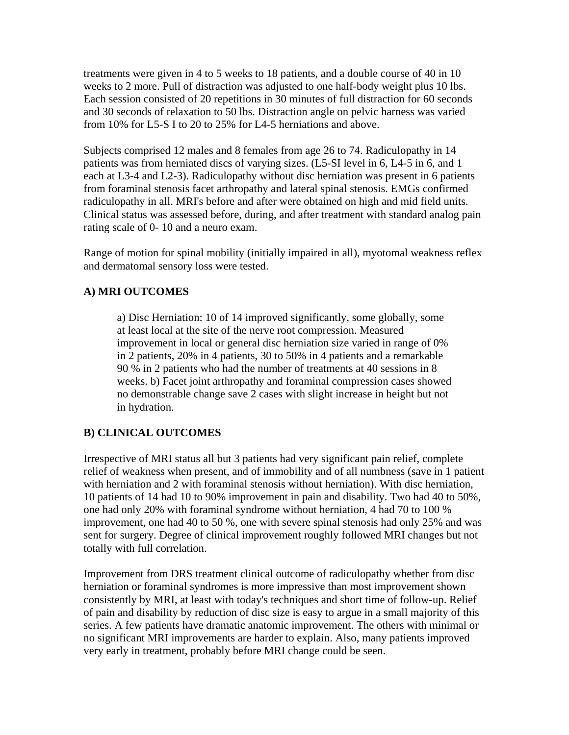treatments were given in 4 to 5 weeks to 18 patients, and a double course of 40 in 10 weeks to 2 more. Pull of distraction was adjusted to one half-body weight plus 10 lbs. Each session consisted of 20 repetitions in 30 minutes of full distraction for 60 seconds and 30 seconds of relaxation to 50 lbs. Distraction angle on pelvic harness was varied from 10% for L5-S I to 20 to 25% for L4-5 herniations and above.

Subjects comprised 12 males and 8 females from age 26 to 74. Radiculopathy in 14 patients was from herniated discs of varying sizes. (L5-SI level in 6, L4-5 in 6, and 1 each at L3-4 and L2-3). Radiculopathy without disc herniation was present in 6 patients from foraminal stenosis facet arthropathy and lateral spinal stenosis. EMGs confirmed radiculopathy in all. MRI's before and after were obtained on high and mid field units. Clinical status was assessed before, during, and after treatment with standard analog pain rating scale of 0- 10 and a neuro exam.

Range of motion for spinal mobility (initially impaired in all), myotomal weakness reflex and dermatomal sensory loss were tested.

**A) MRI OUTCOMES**

> a) Disc Herniation: 10 of 14 improved significantly, some globally, some at least local at the site of the nerve root compression. Measured improvement in local or general disc herniation size varied in range of 0% in 2 patients, 20% in 4 patients, 30 to 50% in 4 patients and a remarkable 90 % in 2 patients who had the number of treatments at 40 sessions in 8 weeks. b) Facet joint arthropathy and foraminal compression cases showed no demonstrable change save 2 cases with slight increase in height but not in hydration.

**B) CLINICAL OUTCOMES**

Irrespective of MRI status all but 3 patients had very significant pain relief, complete relief of weakness when present, and of immobility and of all numbness (save in 1 patient with herniation and 2 with foraminal stenosis without herniation). With disc herniation, 10 patients of 14 had 10 to 90% improvement in pain and disability. Two had 40 to 50%, one had only 20% with foraminal syndrome without herniation, 4 had 70 to 100 % improvement, one had 40 to 50 %, one with severe spinal stenosis had only 25% and was sent for surgery. Degree of clinical improvement roughly followed MRI changes but not totally with full correlation.

Improvement from DRS treatment clinical outcome of radiculopathy whether from disc herniation or foraminal syndromes is more impressive than most improvement shown consistently by MRI, at least with today's techniques and short time of follow-up. Relief of pain and disability by reduction of disc size is easy to argue in a small majority of this series. A few patients have dramatic anatomic improvement. The others with minimal or no significant MRI improvements are harder to explain. Also, many patients improved very early in treatment, probably before MRI change could be seen.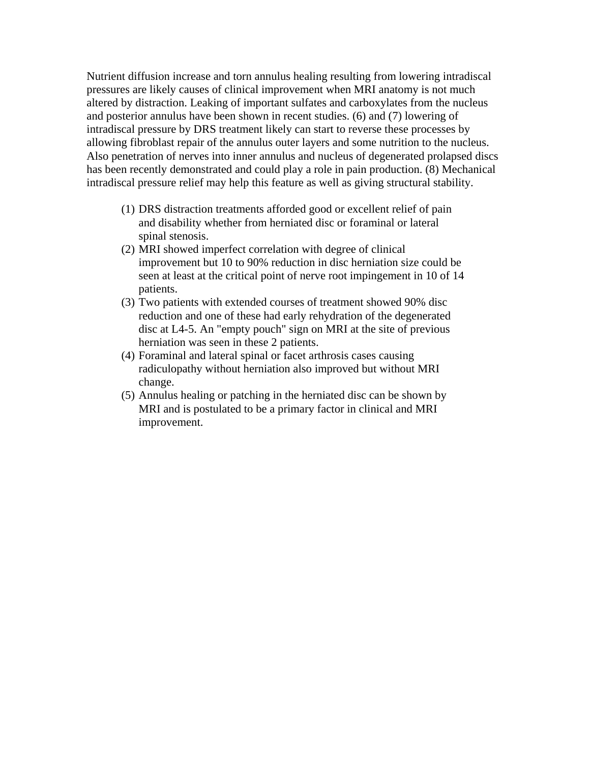Nutrient diffusion increase and torn annulus healing resulting from lowering intradiscal pressures are likely causes of clinical improvement when MRI anatomy is not much altered by distraction. Leaking of important sulfates and carboxylates from the nucleus and posterior annulus have been shown in recent studies. (6) and (7) lowering of intradiscal pressure by DRS treatment likely can start to reverse these processes by allowing fibroblast repair of the annulus outer layers and some nutrition to the nucleus. Also penetration of nerves into inner annulus and nucleus of degenerated prolapsed discs has been recently demonstrated and could play a role in pain production. (8) Mechanical intradiscal pressure relief may help this feature as well as giving structural stability.

(1) DRS distraction treatments afforded good or excellent relief of pain and disability whether from herniated disc or foraminal or lateral spinal stenosis.
(2) MRI showed imperfect correlation with degree of clinical improvement but 10 to 90% reduction in disc herniation size could be seen at least at the critical point of nerve root impingement in 10 of 14 patients.
(3) Two patients with extended courses of treatment showed 90% disc reduction and one of these had early rehydration of the degenerated disc at L4-5. An "empty pouch" sign on MRI at the site of previous herniation was seen in these 2 patients.
(4) Foraminal and lateral spinal or facet arthrosis cases causing radiculopathy without herniation also improved but without MRI change.
(5) Annulus healing or patching in the herniated disc can be shown by MRI and is postulated to be a primary factor in clinical and MRI improvement.